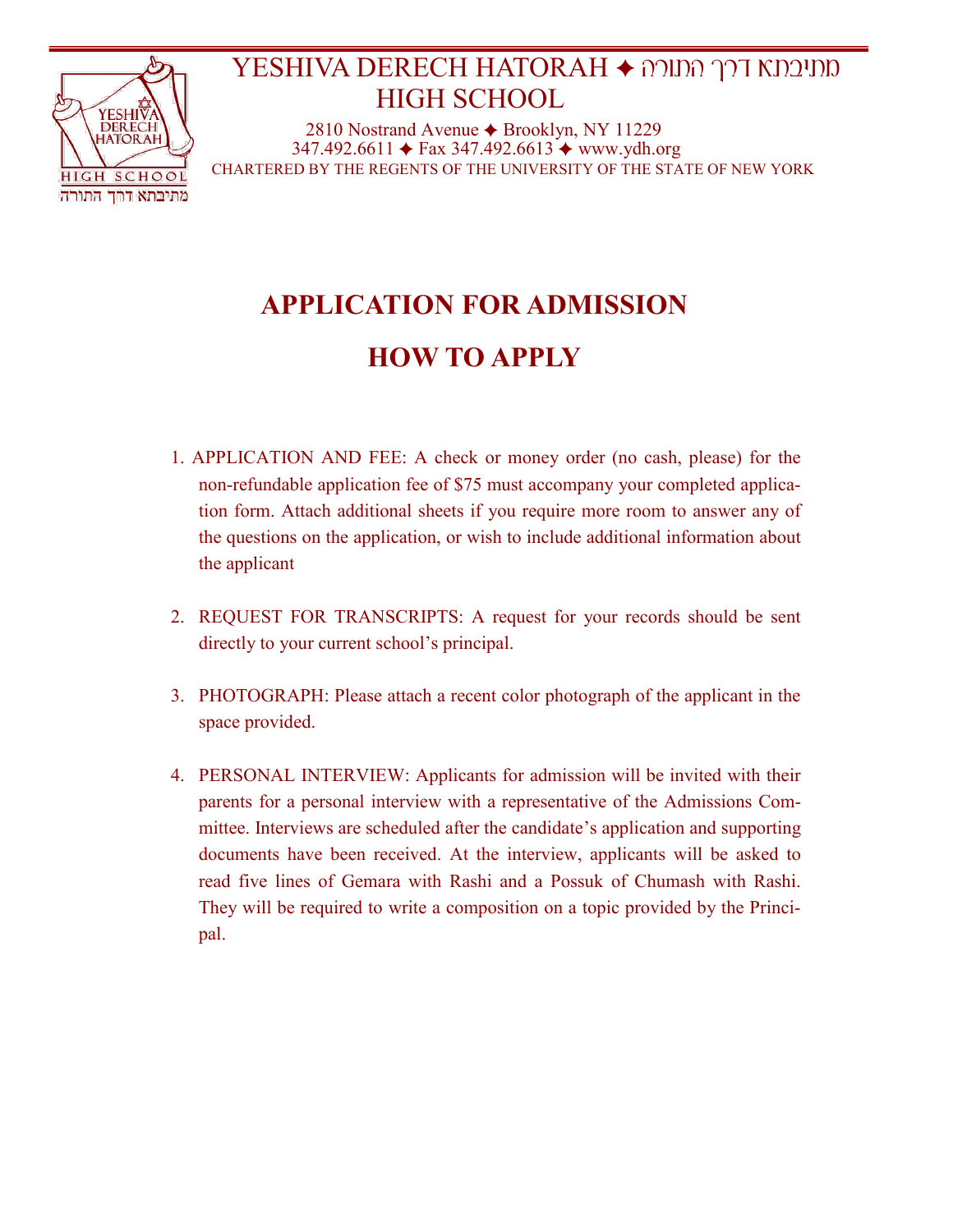# YESHIVA DERECH HATORAH ✦ מתיבתא דרך התורה HIGH SCHOOL

2810 Nostrand Avenue ✦ Brooklyn, NY 11229
347.492.6611 ✦ Fax 347.492.6613 ✦ www.ydh.org
CHARTERED BY THE REGENTS OF THE UNIVERSITY OF THE STATE OF NEW YORK

## APPLICATION FOR ADMISSION

## HOW TO APPLY

1. APPLICATION AND FEE: A check or money order (no cash, please) for the non-refundable application fee of $75 must accompany your completed application form. Attach additional sheets if you require more room to answer any of the questions on the application, or wish to include additional information about the applicant

2. REQUEST FOR TRANSCRIPTS: A request for your records should be sent directly to your current school's principal.

3. PHOTOGRAPH: Please attach a recent color photograph of the applicant in the space provided.

4. PERSONAL INTERVIEW: Applicants for admission will be invited with their parents for a personal interview with a representative of the Admissions Committee. Interviews are scheduled after the candidate's application and supporting documents have been received. At the interview, applicants will be asked to read five lines of Gemara with Rashi and a Possuk of Chumash with Rashi. They will be required to write a composition on a topic provided by the Principal.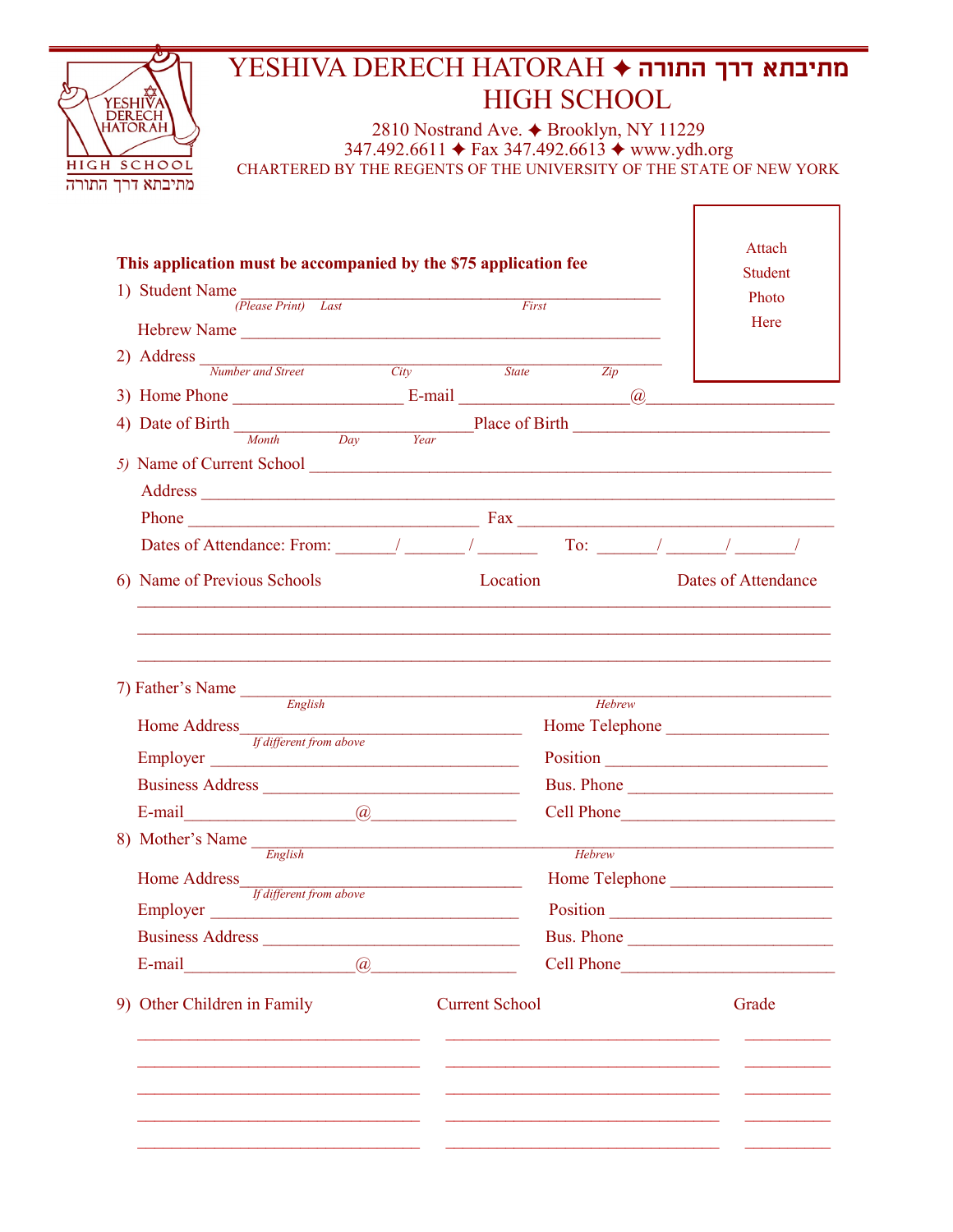# YESHIVA DERECH HATORAH ✦ מתיבתא דרך התורה
## HIGH SCHOOL

2810 Nostrand Ave. ✦ Brooklyn, NY 11229
347.492.6611 ✦ Fax 347.492.6613 ✦ www.ydh.org
CHARTERED BY THE REGENTS OF THE UNIVERSITY OF THE STATE OF NEW YORK

Attach Student Photo Here

**This application must be accompanied by the $75 application fee**

1) Student Name ______________________________________________
*(Please Print) Last First*

Hebrew Name ______________________________________________

2) Address ______________________________________________
*Number and Street City State Zip*

3) Home Phone __________________ E-mail __________________@____________________

4) Date of Birth __________________________ Place of Birth ____________________________
*Month Day Year*

5) Name of Current School ________________________________________________________

Address ______________________________________________________________________

Phone ________________________________ Fax ___________________________________

Dates of Attendance: From: _______/ _______/ _______ To: _______/ _______/ _______/

6) Name of Previous Schools | Location | Dates of Attendance

______________________________________________________________________________

______________________________________________________________________________

______________________________________________________________________________

7) Father's Name ______________________________________________________________
*English Hebrew*

Home Address________________________________ Home Telephone __________________
*If different from above*

Employer __________________________________ Position __________________________

Business Address ____________________________ Bus. Phone ________________________

E-mail__________________@________________ Cell Phone________________________

8) Mother's Name ______________________________________________________________
*English Hebrew*

Home Address________________________________ Home Telephone __________________
*If different from above*

Employer __________________________________ Position __________________________

Business Address ____________________________ Bus. Phone ________________________

E-mail__________________@________________ Cell Phone________________________

9) Other Children in Family

| Other Children in Family | Current School | Grade |
|---|---|---|
| | | |
| | | |
| | | |
| | | |
| | | |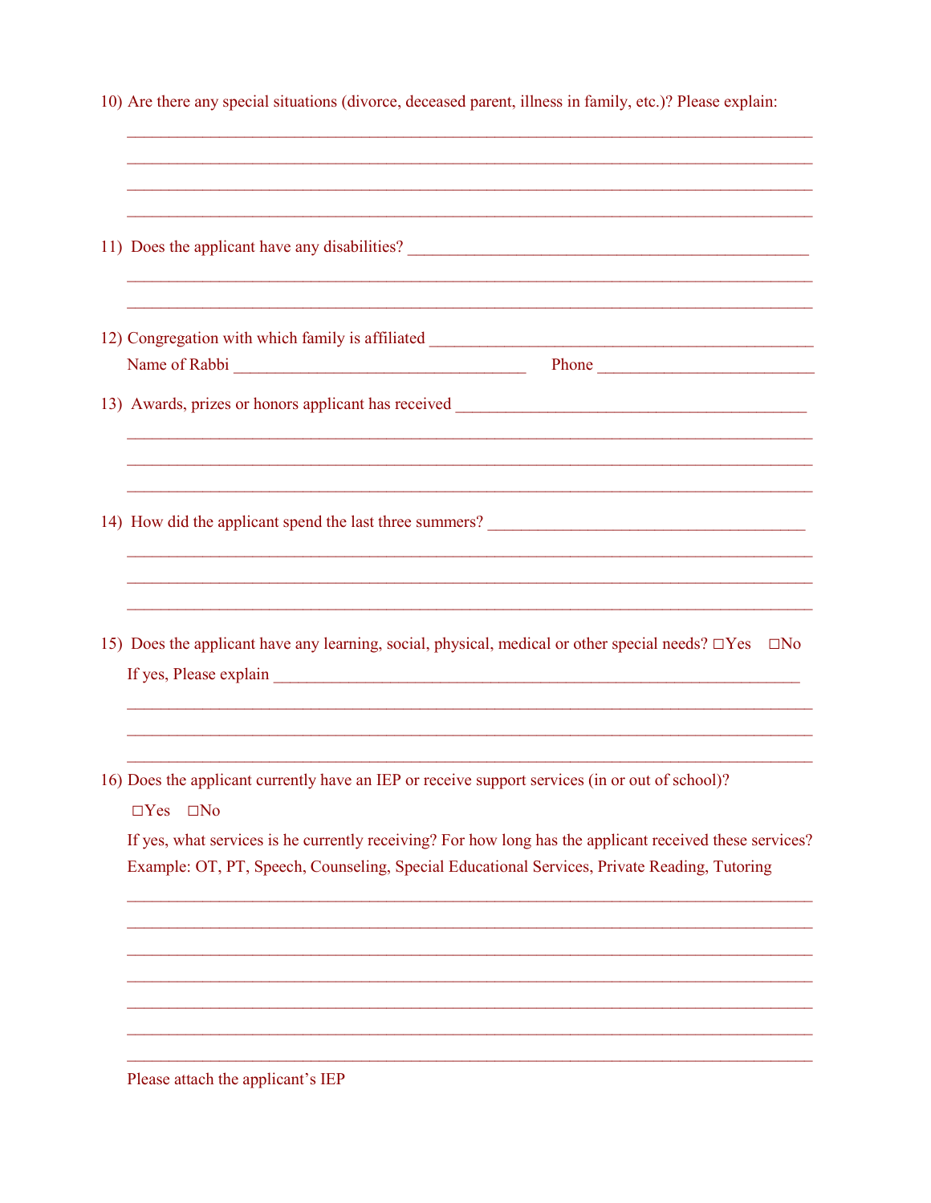10) Are there any special situations (divorce, deceased parent, illness in family, etc.)? Please explain:

_______________________________________________________________________________

_______________________________________________________________________________

_______________________________________________________________________________

_______________________________________________________________________________

11) Does the applicant have any disabilities? ______________________________________________

_______________________________________________________________________________

_______________________________________________________________________________

12) Congregation with which family is affiliated ____________________________________________

Name of Rabbi ___________________________________ Phone ________________________

13) Awards, prizes or honors applicant has received __________________________________________

_______________________________________________________________________________

_______________________________________________________________________________

_______________________________________________________________________________

14) How did the applicant spend the last three summers? ____________________________________

_______________________________________________________________________________

_______________________________________________________________________________

_______________________________________________________________________________

15) Does the applicant have any learning, social, physical, medical or other special needs? ☐Yes ☐No

If yes, Please explain ____________________________________________________________

_______________________________________________________________________________

_______________________________________________________________________________

_______________________________________________________________________________

16) Does the applicant currently have an IEP or receive support services (in or out of school)?

☐Yes ☐No

If yes, what services is he currently receiving? For how long has the applicant received these services?
Example: OT, PT, Speech, Counseling, Special Educational Services, Private Reading, Tutoring

_______________________________________________________________________________

_______________________________________________________________________________

_______________________________________________________________________________

_______________________________________________________________________________

_______________________________________________________________________________

_______________________________________________________________________________

_______________________________________________________________________________

Please attach the applicant's IEP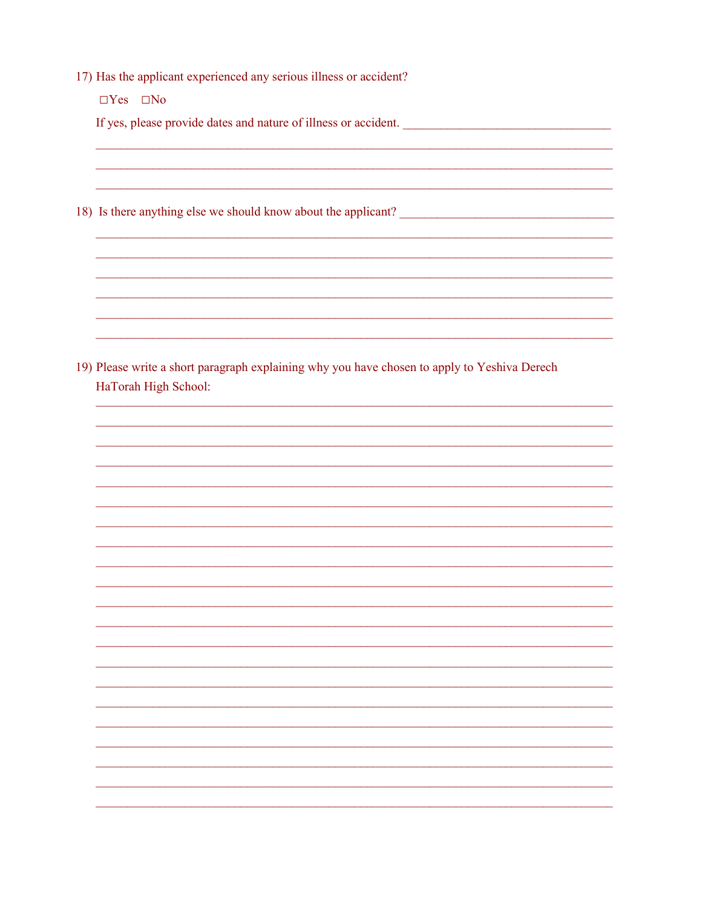17) Has the applicant experienced any serious illness or accident?

☐Yes ☐No

If yes, please provide dates and nature of illness or accident. _________________________________

_______________________________________________________________________________

_______________________________________________________________________________

_______________________________________________________________________________

18) Is there anything else we should know about the applicant? __________________________________

_______________________________________________________________________________

_______________________________________________________________________________

_______________________________________________________________________________

_______________________________________________________________________________

_______________________________________________________________________________

_______________________________________________________________________________

19) Please write a short paragraph explaining why you have chosen to apply to Yeshiva Derech HaTorah High School:

_______________________________________________________________________________

_______________________________________________________________________________

_______________________________________________________________________________

_______________________________________________________________________________

_______________________________________________________________________________

_______________________________________________________________________________

_______________________________________________________________________________

_______________________________________________________________________________

_______________________________________________________________________________

_______________________________________________________________________________

_______________________________________________________________________________

_______________________________________________________________________________

_______________________________________________________________________________

_______________________________________________________________________________

_______________________________________________________________________________

_______________________________________________________________________________

_______________________________________________________________________________

_______________________________________________________________________________

_______________________________________________________________________________

_______________________________________________________________________________

_______________________________________________________________________________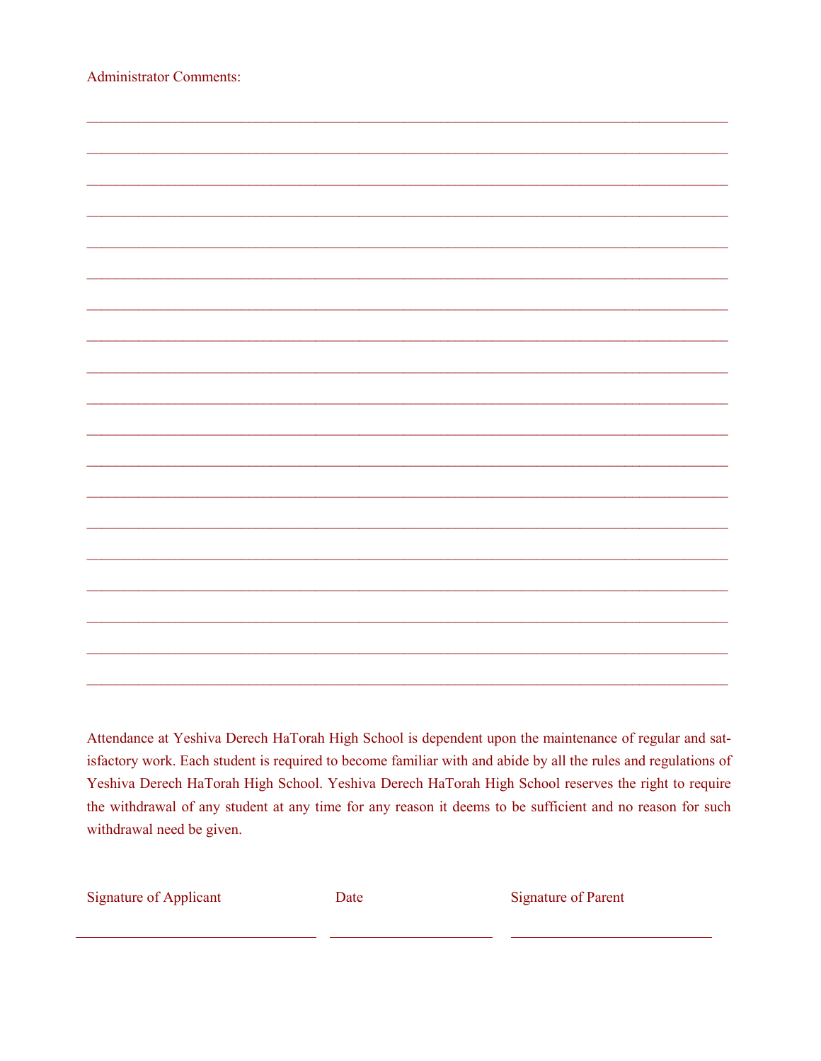Administrator Comments:

________________________________________________________________________________

________________________________________________________________________________

________________________________________________________________________________

________________________________________________________________________________

________________________________________________________________________________

________________________________________________________________________________

________________________________________________________________________________

________________________________________________________________________________

________________________________________________________________________________

________________________________________________________________________________

________________________________________________________________________________

________________________________________________________________________________

________________________________________________________________________________

________________________________________________________________________________

________________________________________________________________________________

________________________________________________________________________________

________________________________________________________________________________

________________________________________________________________________________

________________________________________________________________________________

Attendance at Yeshiva Derech HaTorah High School is dependent upon the maintenance of regular and satisfactory work. Each student is required to become familiar with and abide by all the rules and regulations of Yeshiva Derech HaTorah High School. Yeshiva Derech HaTorah High School reserves the right to require the withdrawal of any student at any time for any reason it deems to be sufficient and no reason for such withdrawal need be given.

Signature of Applicant ______________________ Date ______________ Signature of Parent ______________________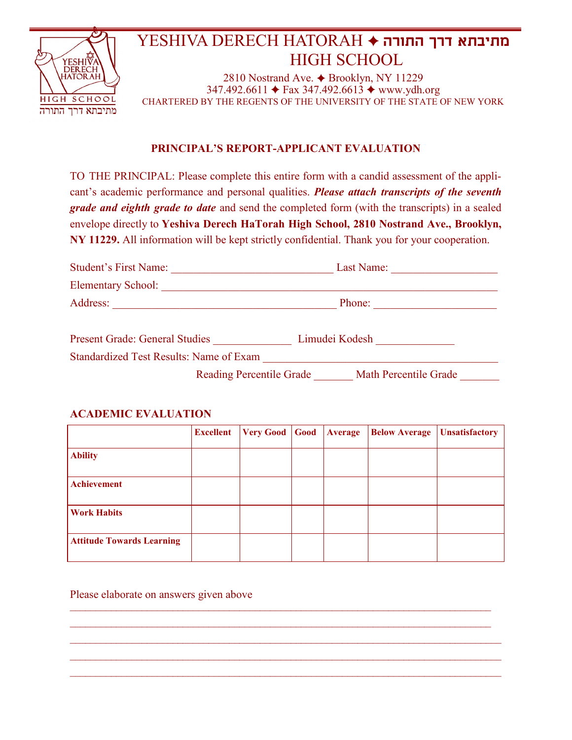# YESHIVA DERECH HATORAH ✦ מתיבתא דרך התורה HIGH SCHOOL

2810 Nostrand Ave. ✦ Brooklyn, NY 11229
347.492.6611 ✦ Fax 347.492.6613 ✦ www.ydh.org
CHARTERED BY THE REGENTS OF THE UNIVERSITY OF THE STATE OF NEW YORK

## PRINCIPAL'S REPORT-APPLICANT EVALUATION

TO THE PRINCIPAL: Please complete this entire form with a candid assessment of the applicant's academic performance and personal qualities. ***Please attach transcripts of the seventh grade and eighth grade to date*** and send the completed form (with the transcripts) in a sealed envelope directly to **Yeshiva Derech HaTorah High School, 2810 Nostrand Ave., Brooklyn, NY 11229.** All information will be kept strictly confidential. Thank you for your cooperation.

Student's First Name: ____________________________ Last Name: __________________

Elementary School: __________________________________________________________

Address: _______________________________________ Phone: _____________________

Present Grade: General Studies _____________ Limudei Kodesh _____________

Standardized Test Results: Name of Exam __________________________________________

Reading Percentile Grade _______ Math Percentile Grade _______

### ACADEMIC EVALUATION

| | Excellent | Very Good | Good | Average | Below Average | Unsatisfactory |
|---|---|---|---|---|---|---|
| **Ability** | | | | | | |
| **Achievement** | | | | | | |
| **Work Habits** | | | | | | |
| **Attitude Towards Learning** | | | | | | |

Please elaborate on answers given above

___________________________________________________________________________

___________________________________________________________________________

___________________________________________________________________________

___________________________________________________________________________

___________________________________________________________________________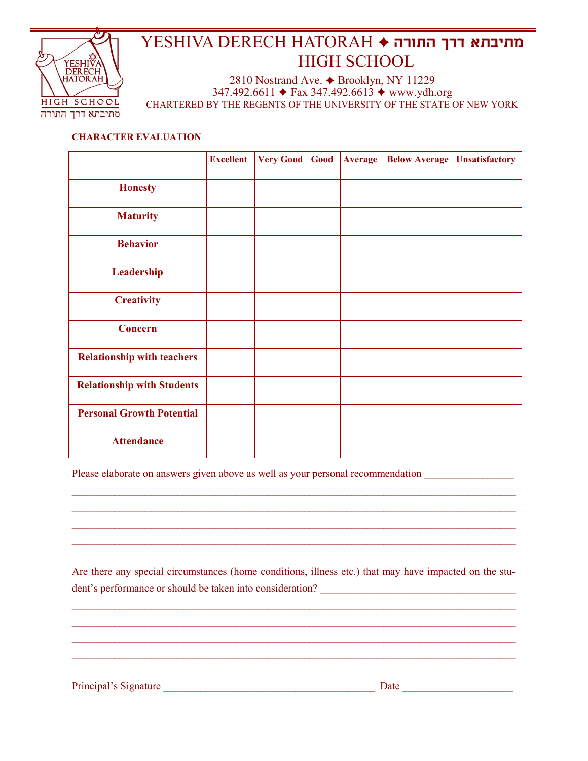# YESHIVA DERECH HATORAH ✦ מתיבתא דרך התורה
## HIGH SCHOOL

2810 Nostrand Ave. ✦ Brooklyn, NY 11229
347.492.6611 ✦ Fax 347.492.6613 ✦ www.ydh.org
CHARTERED BY THE REGENTS OF THE UNIVERSITY OF THE STATE OF NEW YORK

**CHARACTER EVALUATION**

| | Excellent | Very Good | Good | Average | Below Average | Unsatisfactory |
|---|---|---|---|---|---|---|
| **Honesty** | | | | | | |
| **Maturity** | | | | | | |
| **Behavior** | | | | | | |
| **Leadership** | | | | | | |
| **Creativity** | | | | | | |
| **Concern** | | | | | | |
| **Relationship with teachers** | | | | | | |
| **Relationship with Students** | | | | | | |
| **Personal Growth Potential** | | | | | | |
| **Attendance** | | | | | | |

Please elaborate on answers given above as well as your personal recommendation ________________
______________________________________________________________________________
______________________________________________________________________________
______________________________________________________________________________
______________________________________________________________________________

Are there any special circumstances (home conditions, illness etc.) that may have impacted on the student's performance or should be taken into consideration? ____________________________________
______________________________________________________________________________
______________________________________________________________________________
______________________________________________________________________________
______________________________________________________________________________

Principal's Signature ______________________________________ Date ____________________